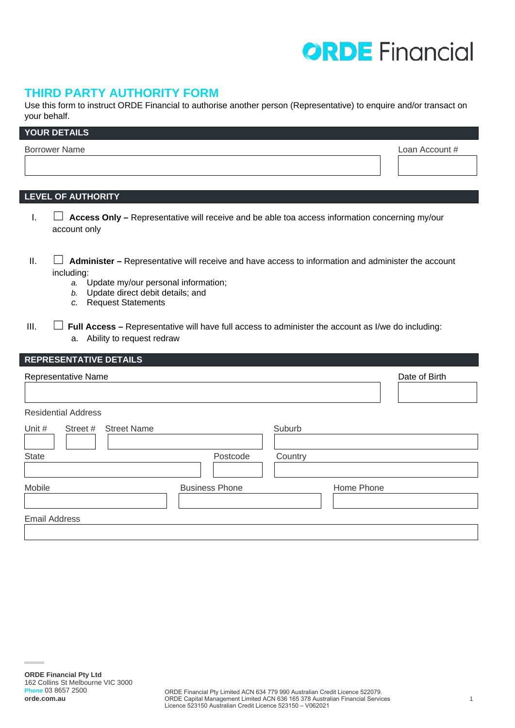ORDE Financial

# THIRD PARTY AUTHORITY FORM

Use this form to instruct ORDE Financial to authorise another person (Representative) to enquire and/or transact on your behalf.

## YOUR DETAILS

| Borrower Name | Loan Account # |
| --- | --- |
| | |

## LEVEL OF AUTHORITY

I. ☐ **Access Only –** Representative will receive and be able toa access information concerning my/our account only

II. ☐ **Administer –** Representative will receive and have access to information and administer the account including:

   *a.* Update my/our personal information;
   *b.* Update direct debit details; and
   *c.* Request Statements

III. ☐ **Full Access –** Representative will have full access to administer the account as I/we do including:

   a. Ability to request redraw

## REPRESENTATIVE DETAILS

| Representative Name | Date of Birth |
| --- | --- |
| | |

Residential Address

| Unit # | Street # | Street Name | Suburb |
| --- | --- | --- | --- |
| | | | |

| State | Postcode | Country |
| --- | --- | --- |
| | | |

| Mobile | Business Phone | Home Phone |
| --- | --- | --- |
| | | |

| Email Address |
| --- |
| |

**ORDE Financial Pty Ltd**
162 Collins St Melbourne VIC 3000
**Phone** 03 8657 2500
**orde.com.au**

ORDE Financial Pty Limited ACN 634 779 990 Australian Credit Licence 522079.
ORDE Capital Management Limited ACN 636 165 378 Australian Financial Services Licence 523150 Australian Credit Licence 523150 – V062021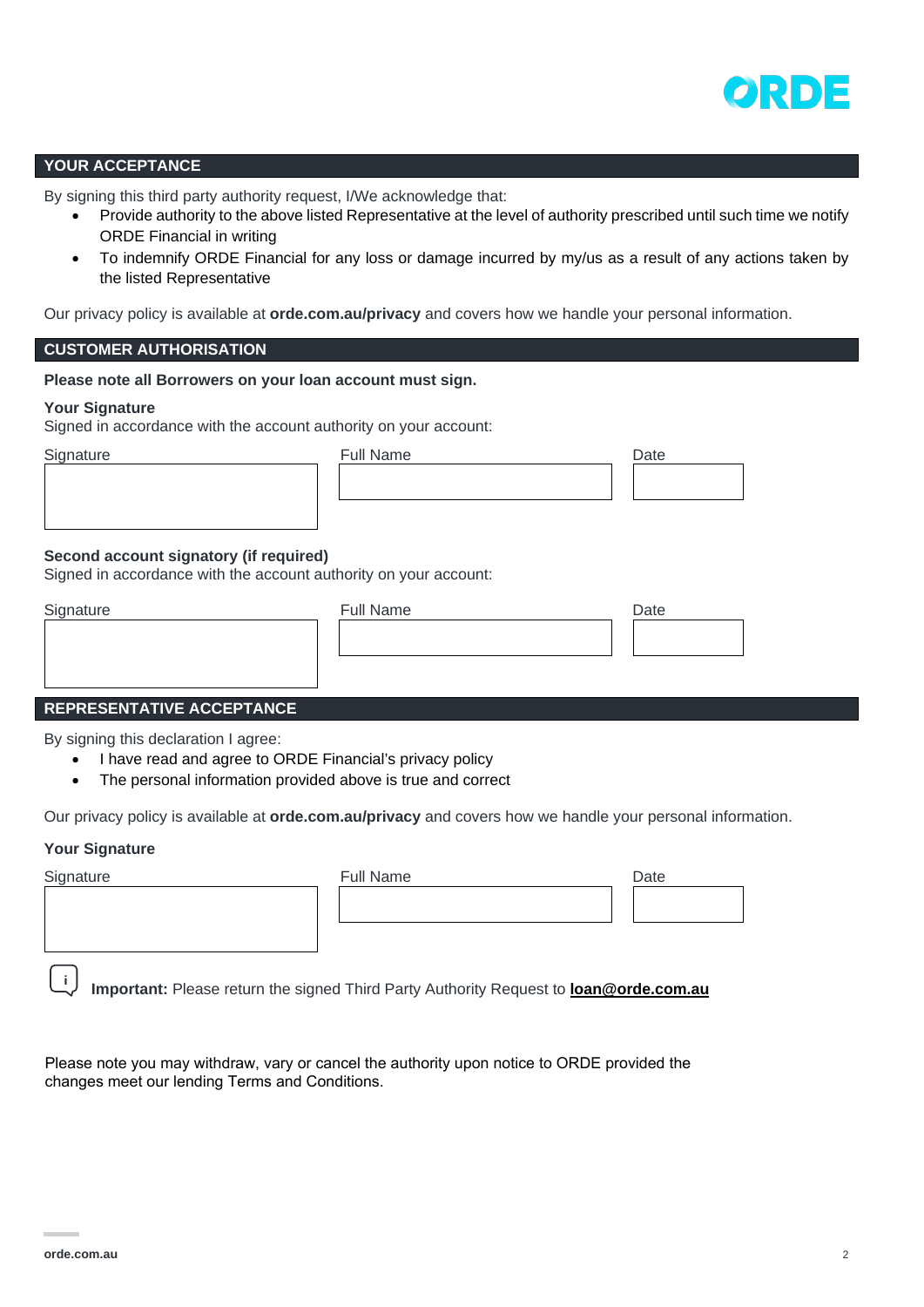## YOUR ACCEPTANCE

By signing this third party authority request, I/We acknowledge that:

- Provide authority to the above listed Representative at the level of authority prescribed until such time we notify ORDE Financial in writing
- To indemnify ORDE Financial for any loss or damage incurred by my/us as a result of any actions taken by the listed Representative

Our privacy policy is available at **orde.com.au/privacy** and covers how we handle your personal information.

## CUSTOMER AUTHORISATION

**Please note all Borrowers on your loan account must sign.**

**Your Signature**

Signed in accordance with the account authority on your account:

| Signature | Full Name | Date |
|---|---|---|
| | | |

**Second account signatory (if required)**

Signed in accordance with the account authority on your account:

| Signature | Full Name | Date |
|---|---|---|
| | | |

## REPRESENTATIVE ACCEPTANCE

By signing this declaration I agree:

- I have read and agree to ORDE Financial's privacy policy
- The personal information provided above is true and correct

Our privacy policy is available at **orde.com.au/privacy** and covers how we handle your personal information.

**Your Signature**

| Signature | Full Name | Date |
|---|---|---|
| | | |

**Important:** Please return the signed Third Party Authority Request to **loan@orde.com.au**

Please note you may withdraw, vary or cancel the authority upon notice to ORDE provided the changes meet our lending Terms and Conditions.